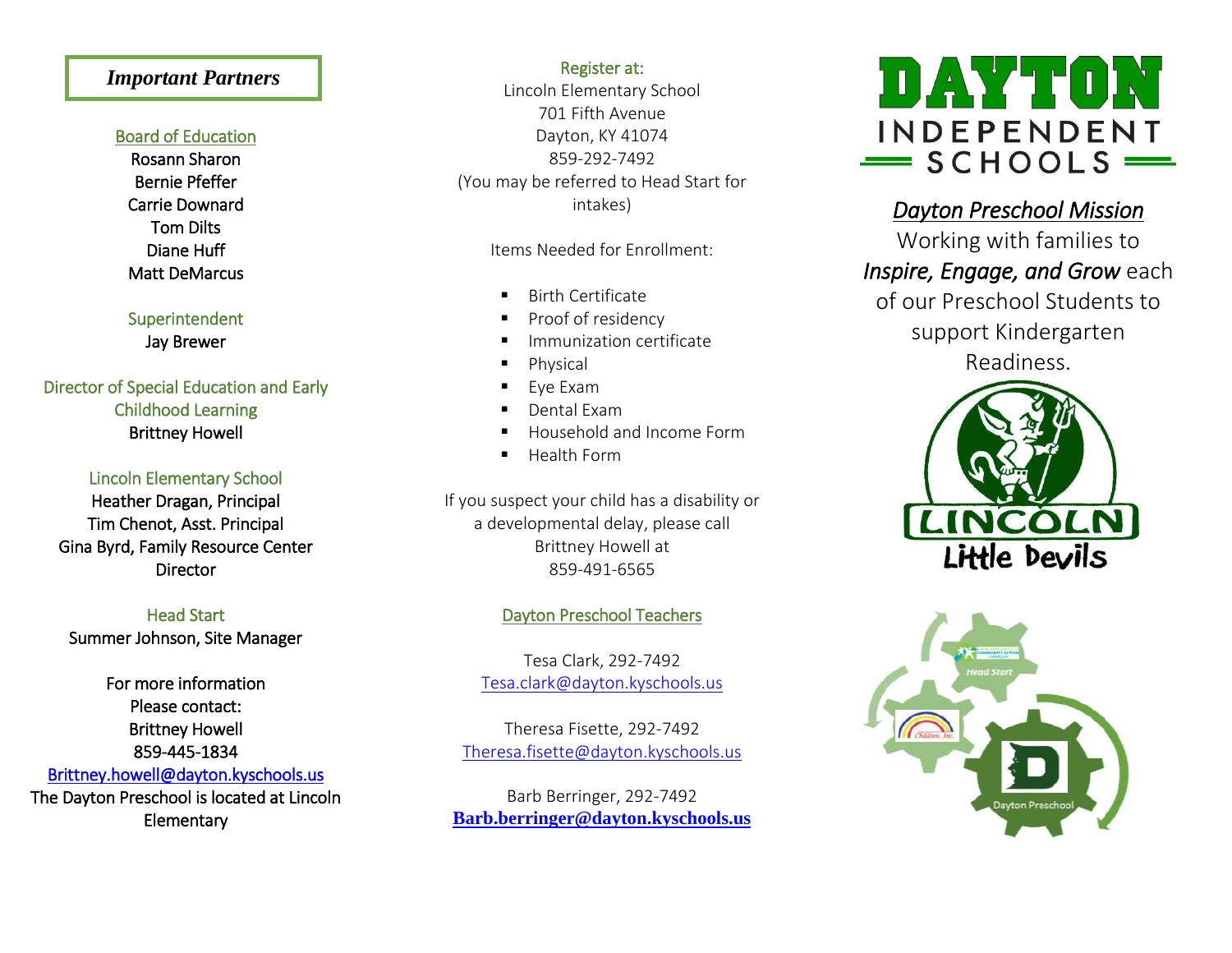## *Important Partners*

**Board of Education**

Rosann Sharon
Bernie Pfeffer
Carrie Downard
Tom Dilts
Diane Huff
Matt DeMarcus

**Superintendent**

Jay Brewer

**Director of Special Education and Early Childhood Learning**

Brittney Howell

**Lincoln Elementary School**

Heather Dragan, Principal
Tim Chenot, Asst. Principal
Gina Byrd, Family Resource Center Director

**Head Start**

Summer Johnson, Site Manager

For more information
Please contact:
Brittney Howell
859-445-1834
Brittney.howell@dayton.kyschools.us

The Dayton Preschool is located at Lincoln Elementary

**Register at:**

Lincoln Elementary School
701 Fifth Avenue
Dayton, KY 41074
859-292-7492
(You may be referred to Head Start for intakes)

Items Needed for Enrollment:

- Birth Certificate
- Proof of residency
- Immunization certificate
- Physical
- Eye Exam
- Dental Exam
- Household and Income Form
- Health Form

If you suspect your child has a disability or a developmental delay, please call Brittney Howell at 859-491-6565

**Dayton Preschool Teachers**

Tesa Clark, 292-7492
Tesa.clark@dayton.kyschools.us

Theresa Fisette, 292-7492
Theresa.fisette@dayton.kyschools.us

Barb Berringer, 292-7492
**Barb.berringer@dayton.kyschools.us**

# DAYTON INDEPENDENT SCHOOLS

## *Dayton Preschool Mission*

Working with families to *Inspire, Engage, and Grow* each of our Preschool Students to support Kindergarten Readiness.

LINCOLN Little Devils

Head Start
Children, Inc.
Dayton Preschool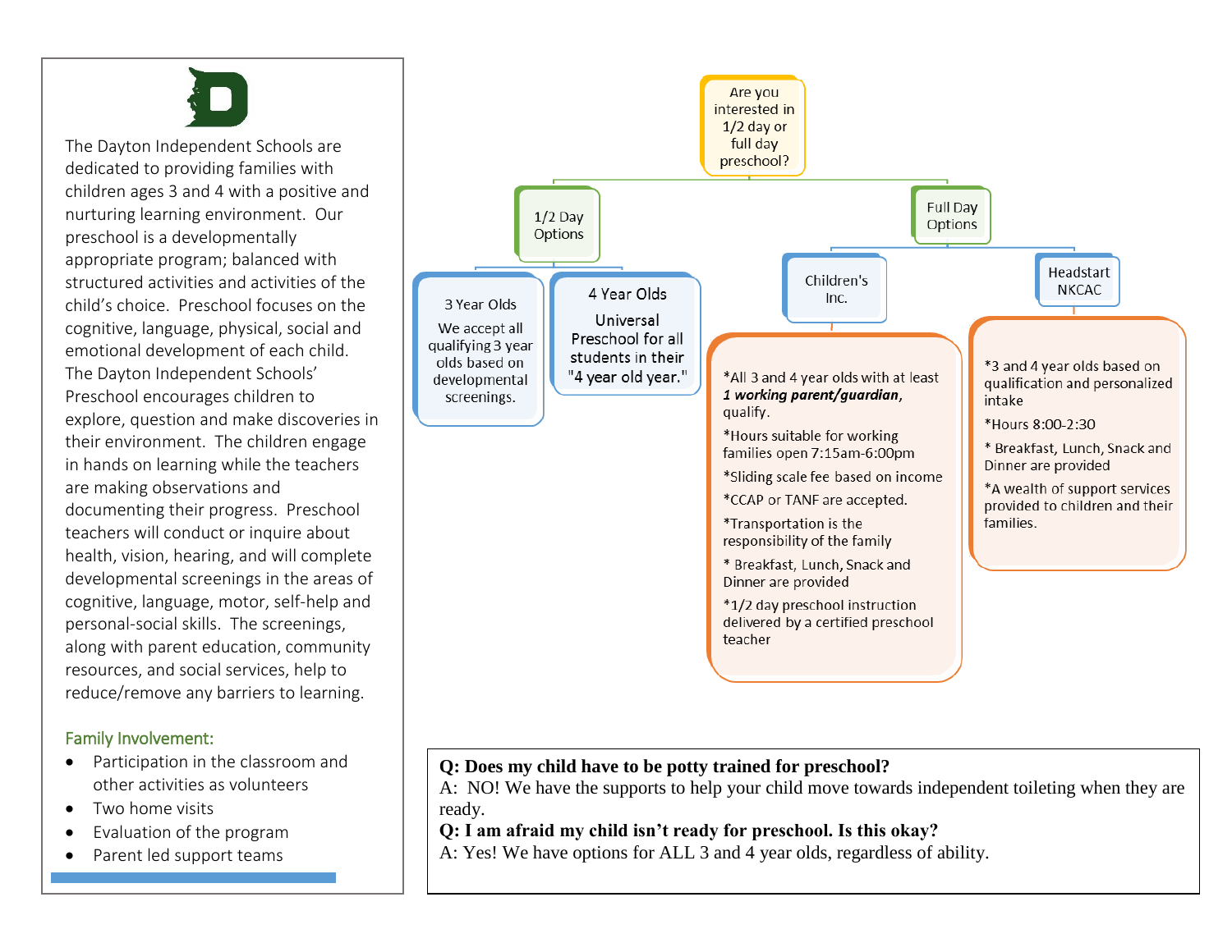The Dayton Independent Schools are dedicated to providing families with children ages 3 and 4 with a positive and nurturing learning environment. Our preschool is a developmentally appropriate program; balanced with structured activities and activities of the child's choice. Preschool focuses on the cognitive, language, physical, social and emotional development of each child. The Dayton Independent Schools' Preschool encourages children to explore, question and make discoveries in their environment. The children engage in hands on learning while the teachers are making observations and documenting their progress. Preschool teachers will conduct or inquire about health, vision, hearing, and will complete developmental screenings in the areas of cognitive, language, motor, self-help and personal-social skills. The screenings, along with parent education, community resources, and social services, help to reduce/remove any barriers to learning.

### Family Involvement:

- Participation in the classroom and other activities as volunteers
- Two home visits
- Evaluation of the program
- Parent led support teams

Are you interested in 1/2 day or full day preschool?

1/2 Day Options

3 Year Olds

We accept all qualifying 3 year olds based on developmental screenings.

4 Year Olds

Universal Preschool for all students in their "4 year old year."

Full Day Options

Children's Inc.

*All 3 and 4 year olds with at least ***1 working parent/guardian***, qualify.

*Hours suitable for working families open 7:15am-6:00pm

*Sliding scale fee based on income

*CCAP or TANF are accepted.

*Transportation is the responsibility of the family

* Breakfast, Lunch, Snack and Dinner are provided

*1/2 day preschool instruction delivered by a certified preschool teacher

Headstart NKCAC

*3 and 4 year olds based on qualification and personalized intake

*Hours 8:00-2:30

* Breakfast, Lunch, Snack and Dinner are provided

*A wealth of support services provided to children and their families.

**Q: Does my child have to be potty trained for preschool?**
A: NO! We have the supports to help your child move towards independent toileting when they are ready.
**Q: I am afraid my child isn't ready for preschool. Is this okay?**
A: Yes! We have options for ALL 3 and 4 year olds, regardless of ability.